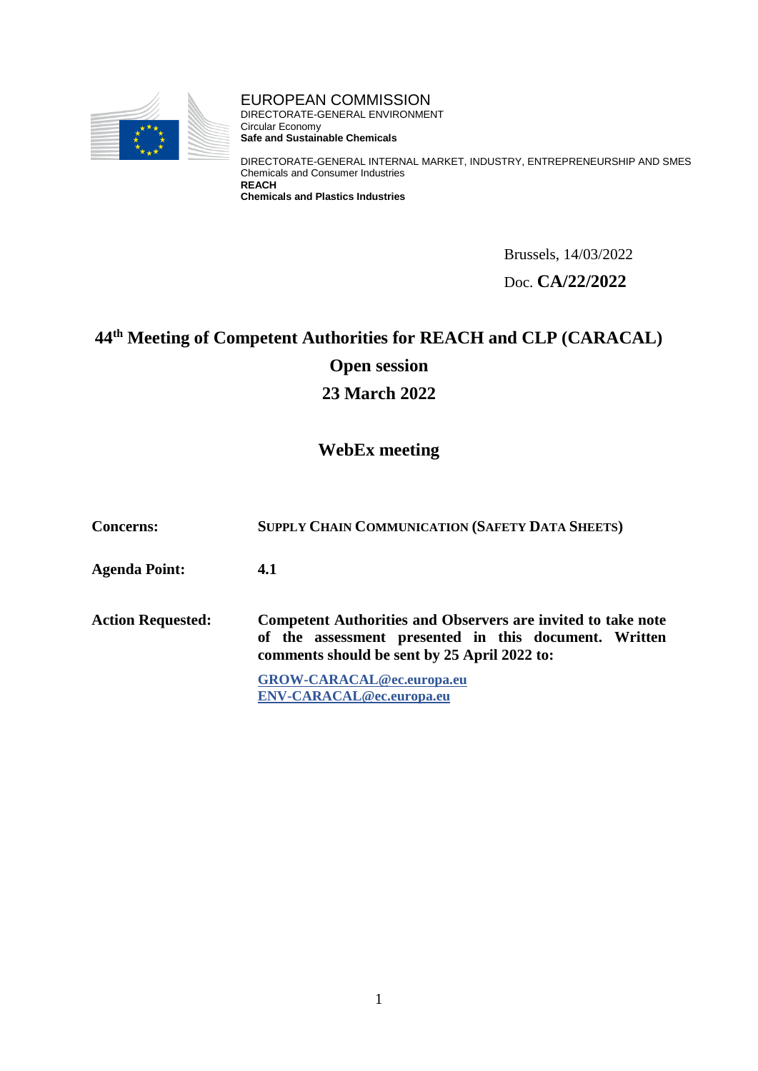EUROPEAN COMMISSION
DIRECTORATE-GENERAL ENVIRONMENT
Circular Economy
**Safe and Sustainable Chemicals**

DIRECTORATE-GENERAL INTERNAL MARKET, INDUSTRY, ENTREPRENEURSHIP AND SMES
Chemicals and Consumer Industries
**REACH**
**Chemicals and Plastics Industries**

Brussels, 14/03/2022

Doc. **CA/22/2022**

# 44th Meeting of Competent Authorities for REACH and CLP (CARACAL)

## Open session

## 23 March 2022

## WebEx meeting

| | |
|---|---|
| **Concerns:** | **SUPPLY CHAIN COMMUNICATION (SAFETY DATA SHEETS)** |
| **Agenda Point:** | **4.1** |
| **Action Requested:** | **Competent Authorities and Observers are invited to take note of the assessment presented in this document. Written comments should be sent by 25 April 2022 to:** **GROW-CARACAL@ec.europa.eu** **ENV-CARACAL@ec.europa.eu** |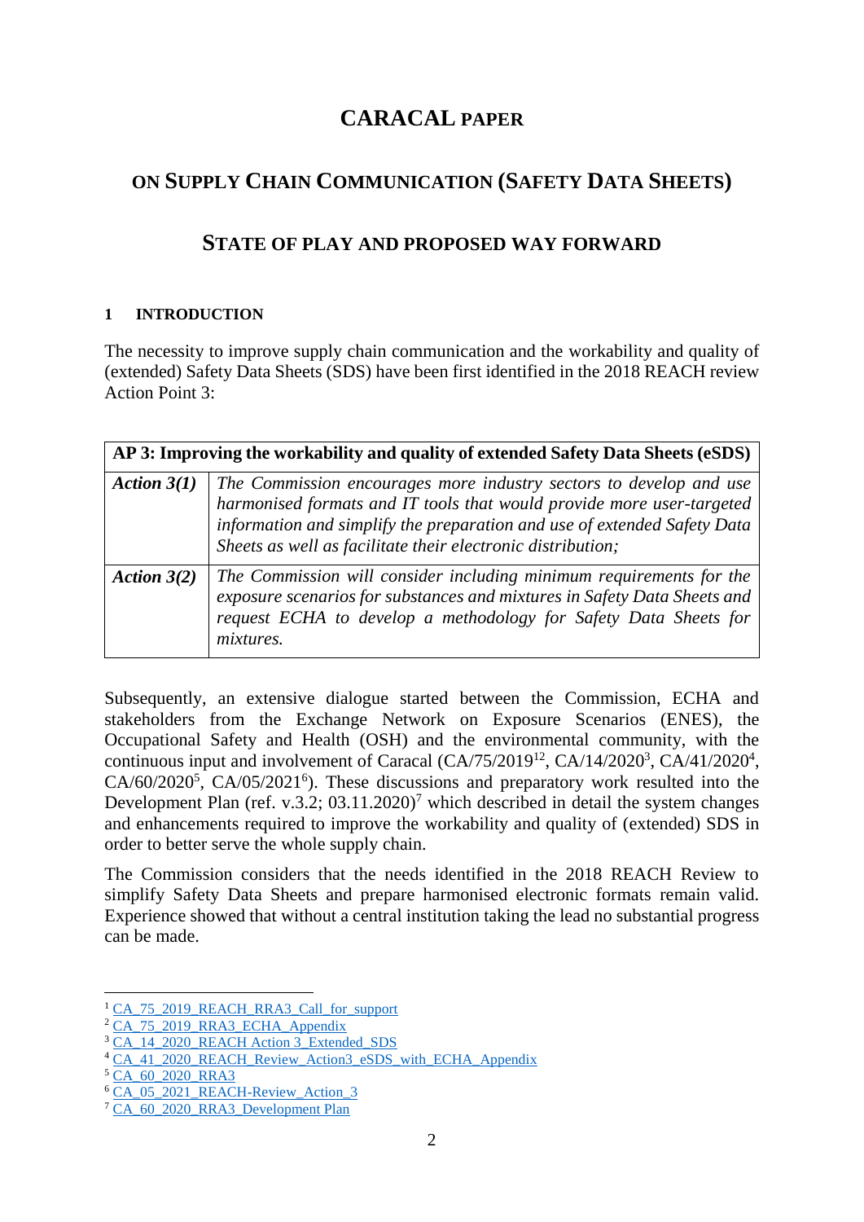# CARACAL PAPER

## ON SUPPLY CHAIN COMMUNICATION (SAFETY DATA SHEETS)

## STATE OF PLAY AND PROPOSED WAY FORWARD

### 1 INTRODUCTION

The necessity to improve supply chain communication and the workability and quality of (extended) Safety Data Sheets (SDS) have been first identified in the 2018 REACH review Action Point 3:

| **AP 3: Improving the workability and quality of extended Safety Data Sheets (eSDS)** | |
|---|---|
| ***Action 3(1)*** | *The Commission encourages more industry sectors to develop and use harmonised formats and IT tools that would provide more user-targeted information and simplify the preparation and use of extended Safety Data Sheets as well as facilitate their electronic distribution;* |
| ***Action 3(2)*** | *The Commission will consider including minimum requirements for the exposure scenarios for substances and mixtures in Safety Data Sheets and request ECHA to develop a methodology for Safety Data Sheets for mixtures.* |

Subsequently, an extensive dialogue started between the Commission, ECHA and stakeholders from the Exchange Network on Exposure Scenarios (ENES), the Occupational Safety and Health (OSH) and the environmental community, with the continuous input and involvement of Caracal (CA/75/2019[1][2], CA/14/2020[3], CA/41/2020[4], CA/60/2020[5], CA/05/2021[6]). These discussions and preparatory work resulted into the Development Plan (ref. v.3.2; 03.11.2020)[7] which described in detail the system changes and enhancements required to improve the workability and quality of (extended) SDS in order to better serve the whole supply chain.

The Commission considers that the needs identified in the 2018 REACH Review to simplify Safety Data Sheets and prepare harmonised electronic formats remain valid. Experience showed that without a central institution taking the lead no substantial progress can be made.

---

[1] CA_75_2019_REACH_RRA3_Call_for_support
[2] CA_75_2019_RRA3_ECHA_Appendix
[3] CA_14_2020_REACH Action 3_Extended_SDS
[4] CA_41_2020_REACH_Review_Action3_eSDS_with_ECHA_Appendix
[5] CA_60_2020_RRA3
[6] CA_05_2021_REACH-Review_Action_3
[7] CA_60_2020_RRA3_Development Plan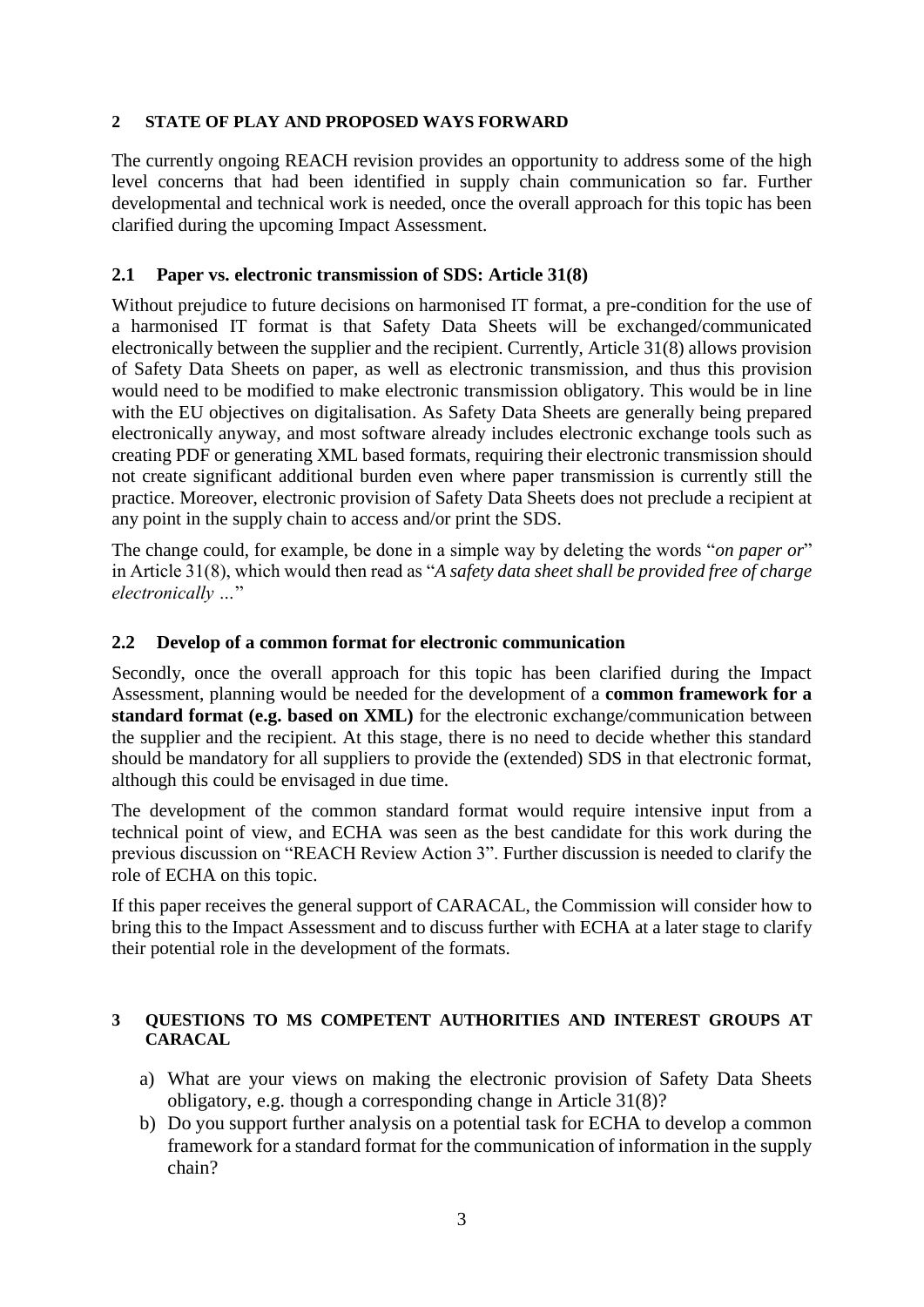## 2 STATE OF PLAY AND PROPOSED WAYS FORWARD

The currently ongoing REACH revision provides an opportunity to address some of the high level concerns that had been identified in supply chain communication so far. Further developmental and technical work is needed, once the overall approach for this topic has been clarified during the upcoming Impact Assessment.

### 2.1 Paper vs. electronic transmission of SDS: Article 31(8)

Without prejudice to future decisions on harmonised IT format, a pre-condition for the use of a harmonised IT format is that Safety Data Sheets will be exchanged/communicated electronically between the supplier and the recipient. Currently, Article 31(8) allows provision of Safety Data Sheets on paper, as well as electronic transmission, and thus this provision would need to be modified to make electronic transmission obligatory. This would be in line with the EU objectives on digitalisation. As Safety Data Sheets are generally being prepared electronically anyway, and most software already includes electronic exchange tools such as creating PDF or generating XML based formats, requiring their electronic transmission should not create significant additional burden even where paper transmission is currently still the practice. Moreover, electronic provision of Safety Data Sheets does not preclude a recipient at any point in the supply chain to access and/or print the SDS.

The change could, for example, be done in a simple way by deleting the words "*on paper or*" in Article 31(8), which would then read as "*A safety data sheet shall be provided free of charge electronically …*"

### 2.2 Develop of a common format for electronic communication

Secondly, once the overall approach for this topic has been clarified during the Impact Assessment, planning would be needed for the development of a **common framework for a standard format (e.g. based on XML)** for the electronic exchange/communication between the supplier and the recipient. At this stage, there is no need to decide whether this standard should be mandatory for all suppliers to provide the (extended) SDS in that electronic format, although this could be envisaged in due time.

The development of the common standard format would require intensive input from a technical point of view, and ECHA was seen as the best candidate for this work during the previous discussion on "REACH Review Action 3". Further discussion is needed to clarify the role of ECHA on this topic.

If this paper receives the general support of CARACAL, the Commission will consider how to bring this to the Impact Assessment and to discuss further with ECHA at a later stage to clarify their potential role in the development of the formats.

## 3 QUESTIONS TO MS COMPETENT AUTHORITIES AND INTEREST GROUPS AT CARACAL

a) What are your views on making the electronic provision of Safety Data Sheets obligatory, e.g. though a corresponding change in Article 31(8)?

b) Do you support further analysis on a potential task for ECHA to develop a common framework for a standard format for the communication of information in the supply chain?